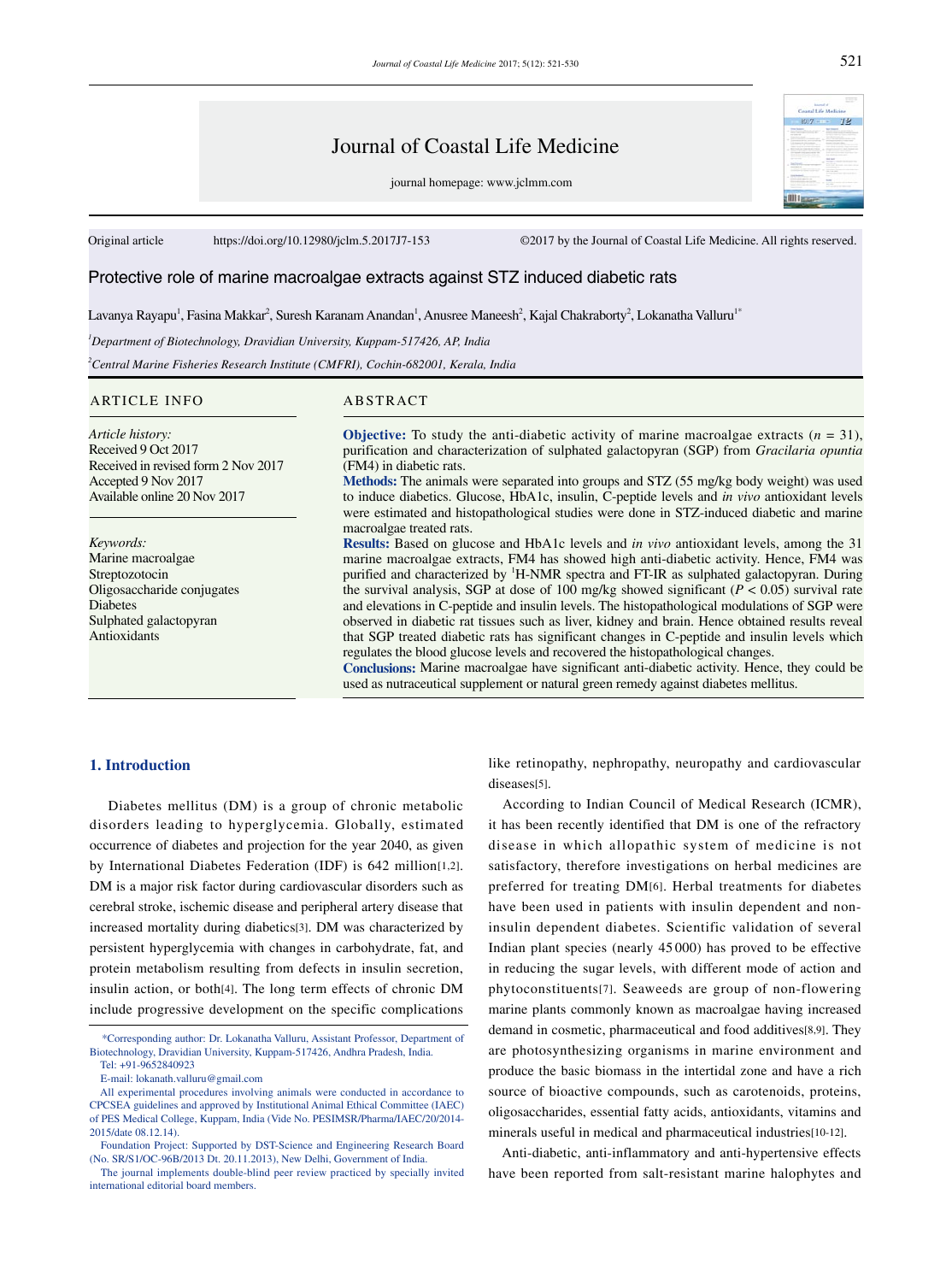Journal of Coastal Life Medicine

journal homepage: www.jclmm.com

Original article https://doi.org/10.12980/jclm.5.2017J7-153 ©2017 by the Journal of Coastal Life Medicine. All rights reserved.

# Protective role of marine macroalgae extracts against STZ induced diabetic rats

Lavanya Rayapu[1], Fasina Makkar[2], Suresh Karanam Anandan[1], Anusree Maneesh[2], Kajal Chakraborty[2], Lokanatha Valluru[1*]

[1]*Department of Biotechnology, Dravidian University, Kuppam-517426, AP, India*

[2]*Central Marine Fisheries Research Institute (CMFRI), Cochin-682001, Kerala, India*

## ARTICLE INFO

*Article history:*
Received 9 Oct 2017
Received in revised form 2 Nov 2017
Accepted 9 Nov 2017
Available online 20 Nov 2017

*Keywords:*
Marine macroalgae
Streptozotocin
Oligosaccharide conjugates
Diabetes
Sulphated galactopyran
Antioxidants

## ABSTRACT

**Objective:** To study the anti-diabetic activity of marine macroalgae extracts ($n$ = 31), purification and characterization of sulphated galactopyran (SGP) from *Gracilaria opuntia* (FM4) in diabetic rats.
**Methods:** The animals were separated into groups and STZ (55 mg/kg body weight) was used to induce diabetics. Glucose, HbA1c, insulin, C-peptide levels and *in vivo* antioxidant levels were estimated and histopathological studies were done in STZ-induced diabetic and marine macroalgae treated rats.
**Results:** Based on glucose and HbA1c levels and *in vivo* antioxidant levels, among the 31 marine macroalgae extracts, FM4 has showed high anti-diabetic activity. Hence, FM4 was purified and characterized by $^1$H-NMR spectra and FT-IR as sulphated galactopyran. During the survival analysis, SGP at dose of 100 mg/kg showed significant ($P$ < 0.05) survival rate and elevations in C-peptide and insulin levels. The histopathological modulations of SGP were observed in diabetic rat tissues such as liver, kidney and brain. Hence obtained results reveal that SGP treated diabetic rats has significant changes in C-peptide and insulin levels which regulates the blood glucose levels and recovered the histopathological changes.
**Conclusions:** Marine macroalgae have significant anti-diabetic activity. Hence, they could be used as nutraceutical supplement or natural green remedy against diabetes mellitus.

## 1. Introduction

Diabetes mellitus (DM) is a group of chronic metabolic disorders leading to hyperglycemia. Globally, estimated occurrence of diabetes and projection for the year 2040, as given by International Diabetes Federation (IDF) is 642 million[1,2]. DM is a major risk factor during cardiovascular disorders such as cerebral stroke, ischemic disease and peripheral artery disease that increased mortality during diabetics[3]. DM was characterized by persistent hyperglycemia with changes in carbohydrate, fat, and protein metabolism resulting from defects in insulin secretion, insulin action, or both[4]. The long term effects of chronic DM include progressive development on the specific complications like retinopathy, nephropathy, neuropathy and cardiovascular diseases[5].

According to Indian Council of Medical Research (ICMR), it has been recently identified that DM is one of the refractory disease in which allopathic system of medicine is not satisfactory, therefore investigations on herbal medicines are preferred for treating DM[6]. Herbal treatments for diabetes have been used in patients with insulin dependent and non-insulin dependent diabetes. Scientific validation of several Indian plant species (nearly 45 000) has proved to be effective in reducing the sugar levels, with different mode of action and phytoconstituents[7]. Seaweeds are group of non-flowering marine plants commonly known as macroalgae having increased demand in cosmetic, pharmaceutical and food additives[8,9]. They are photosynthesizing organisms in marine environment and produce the basic biomass in the intertidal zone and have a rich source of bioactive compounds, such as carotenoids, proteins, oligosaccharides, essential fatty acids, antioxidants, vitamins and minerals useful in medical and pharmaceutical industries[10-12].

Anti-diabetic, anti-inflammatory and anti-hypertensive effects have been reported from salt-resistant marine halophytes and

*Corresponding author: Dr. Lokanatha Valluru, Assistant Professor, Department of Biotechnology, Dravidian University, Kuppam-517426, Andhra Pradesh, India.
Tel: +91-9652840923
E-mail: lokanath.valluru@gmail.com
All experimental procedures involving animals were conducted in accordance to CPCSEA guidelines and approved by Institutional Animal Ethical Committee (IAEC) of PES Medical College, Kuppam, India (Vide No. PESIMSR/Pharma/IAEC/20/2014-2015/date 08.12.14).
Foundation Project: Supported by DST-Science and Engineering Research Board (No. SR/S1/OC-96B/2013 Dt. 20.11.2013), New Delhi, Government of India.
The journal implements double-blind peer review practiced by specially invited international editorial board members.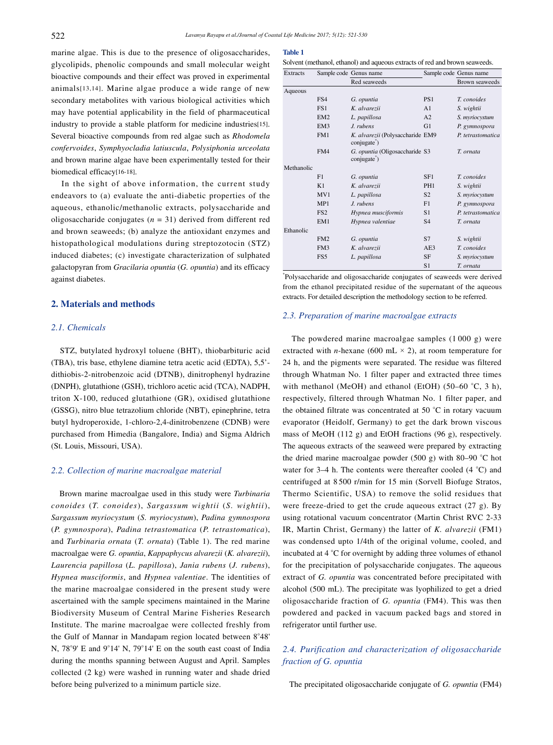marine algae. This is due to the presence of oligosaccharides, glycolipids, phenolic compounds and small molecular weight bioactive compounds and their effect was proved in experimental animals[13,14]. Marine algae produce a wide range of new secondary metabolites with various biological activities which may have potential applicability in the field of pharmaceutical industry to provide a stable platform for medicine industries[15]. Several bioactive compounds from red algae such as *Rhodomela confervoides*, *Symphyocladia latiuscula*, *Polysiphonia urceolata* and brown marine algae have been experimentally tested for their biomedical efficacy[16-18].

In the sight of above information, the current study endeavors to (a) evaluate the anti-diabetic properties of the aqueous, ethanolic/methanolic extracts, polysaccharide and oligosaccharide conjugates ($n$ = 31) derived from different red and brown seaweeds; (b) analyze the antioxidant enzymes and histopathological modulations during streptozotocin (STZ) induced diabetes; (c) investigate characterization of sulphated galactopyran from *Gracilaria opuntia* (*G. opuntia*) and its efficacy against diabetes.

## 2. Materials and methods

### 2.1. Chemicals

STZ, butylated hydroxyl toluene (BHT), thiobarbituric acid (TBA), tris base, ethylene diamine tetra acetic acid (EDTA), 5,5'-dithiobis-2-nitrobenzoic acid (DTNB), dinitrophenyl hydrazine (DNPH), glutathione (GSH), trichloro acetic acid (TCA), NADPH, triton X-100, reduced glutathione (GR), oxidised glutathione (GSSG), nitro blue tetrazolium chloride (NBT), epinephrine, tetra butyl hydroperoxide, 1-chloro-2,4-dinitrobenzene (CDNB) were purchased from Himedia (Bangalore, India) and Sigma Aldrich (St. Louis, Missouri, USA).

### 2.2. Collection of marine macroalgae material

Brown marine macroalgae used in this study were *Turbinaria conoides* (*T. conoides*), *Sargassum wightii* (*S. wightii*), *Sargassum myriocystum* (*S. myriocystum*), *Padina gymnospora* (*P. gymnospora*), *Padina tetrastomatica* (*P. tetrastomatica*), and *Turbinaria ornata* (*T. ornata*) (Table 1). The red marine macroalgae were *G. opuntia*, *Kappaphycus alvarezii* (*K. alvarezii*), *Laurencia papillosa* (*L. papillosa*), *Jania rubens* (*J. rubens*), *Hypnea musciformis*, and *Hypnea valentiae*. The identities of the marine macroalgae considered in the present study were ascertained with the sample specimens maintained in the Marine Biodiversity Museum of Central Marine Fisheries Research Institute. The marine macroalgae were collected freshly from the Gulf of Mannar in Mandapam region located between 8°48' N, 78°9' E and 9°14' N, 79°14' E on the south east coast of India during the months spanning between August and April. Samples collected (2 kg) were washed in running water and shade dried before being pulverized to a minimum particle size.

**Table 1**

Solvent (methanol, ethanol) and aqueous extracts of red and brown seaweeds.

| Extracts | Sample code | Genus name | Sample code | Genus name |
|---|---|---|---|---|
| | | Red seaweeds | | Brown seaweeds |
| Aqueous | | | | |
| | FS4 | *G. opuntia* | PS1 | *T. conoides* |
| | FS1 | *K. alvarezii* | A1 | *S. wightii* |
| | EM2 | *L. papillosa* | A2 | *S. myriocystum* |
| | EM3 | *J. rubens* | G1 | *P. gymnospora* |
| | FM1 | *K. alvarezii* (Polysaccharide conjugate*) | EM9 | *P. tetrastomatica* |
| | FM4 | *G. opuntia* (Oligosaccharide conjugate*) | S3 | *T. ornata* |
| Methanolic | | | | |
| | F1 | *G. opuntia* | SF1 | *T. conoides* |
| | K1 | *K. alvarezii* | PH1 | *S. wightii* |
| | MV1 | *L. papillosa* | S2 | *S. myriocystum* |
| | MP1 | *J. rubens* | F1 | *P. gymnospora* |
| | FS2 | *Hypnea musciformis* | S1 | *P. tetrastomatica* |
| | EM1 | *Hypnea valentiae* | S4 | *T. ornata* |
| Ethanolic | | | | |
| | FM2 | *G. opuntia* | S7 | *S. wightii* |
| | FM3 | *K. alvarezii* | AE3 | *T. conoides* |
| | FS5 | *L. papillosa* | SF | *S. myriocystum* |
| | | | S1 | *T. ornata* |

*Polysaccharide and oligosaccharide conjugates of seaweeds were derived from the ethanol precipitated residue of the supernatant of the aqueous extracts. For detailed description the methodology section to be referred.

### 2.3. Preparation of marine macroalgae extracts

The powdered marine macroalgae samples (1 000 g) were extracted with *n*-hexane (600 mL × 2), at room temperature for 24 h, and the pigments were separated. The residue was filtered through Whatman No. 1 filter paper and extracted three times with methanol (MeOH) and ethanol (EtOH) (50–60 °C, 3 h), respectively, filtered through Whatman No. 1 filter paper, and the obtained filtrate was concentrated at 50 °C in rotary vacuum evaporator (Heidolf, Germany) to get the dark brown viscous mass of MeOH (112 g) and EtOH fractions (96 g), respectively. The aqueous extracts of the seaweed were prepared by extracting the dried marine macroalgae powder (500 g) with 80–90 °C hot water for 3–4 h. The contents were thereafter cooled (4 °C) and centrifuged at 8 500 r/min for 15 min (Sorvell Biofuge Stratos, Thermo Scientific, USA) to remove the solid residues that were freeze-dried to get the crude aqueous extract (27 g). By using rotational vacuum concentrator (Martin Christ RVC 2-33 IR, Martin Christ, Germany) the latter of *K. alvarezii* (FM1) was condensed upto 1/4th of the original volume, cooled, and incubated at 4 °C for overnight by adding three volumes of ethanol for the precipitation of polysaccharide conjugates. The aqueous extract of *G. opuntia* was concentrated before precipitated with alcohol (500 mL). The precipitate was lyophilized to get a dried oligosaccharide fraction of *G. opuntia* (FM4). This was then powdered and packed in vacuum packed bags and stored in refrigerator until further use.

### 2.4. Purification and characterization of oligosaccharide fraction of G. opuntia

The precipitated oligosaccharide conjugate of *G. opuntia* (FM4)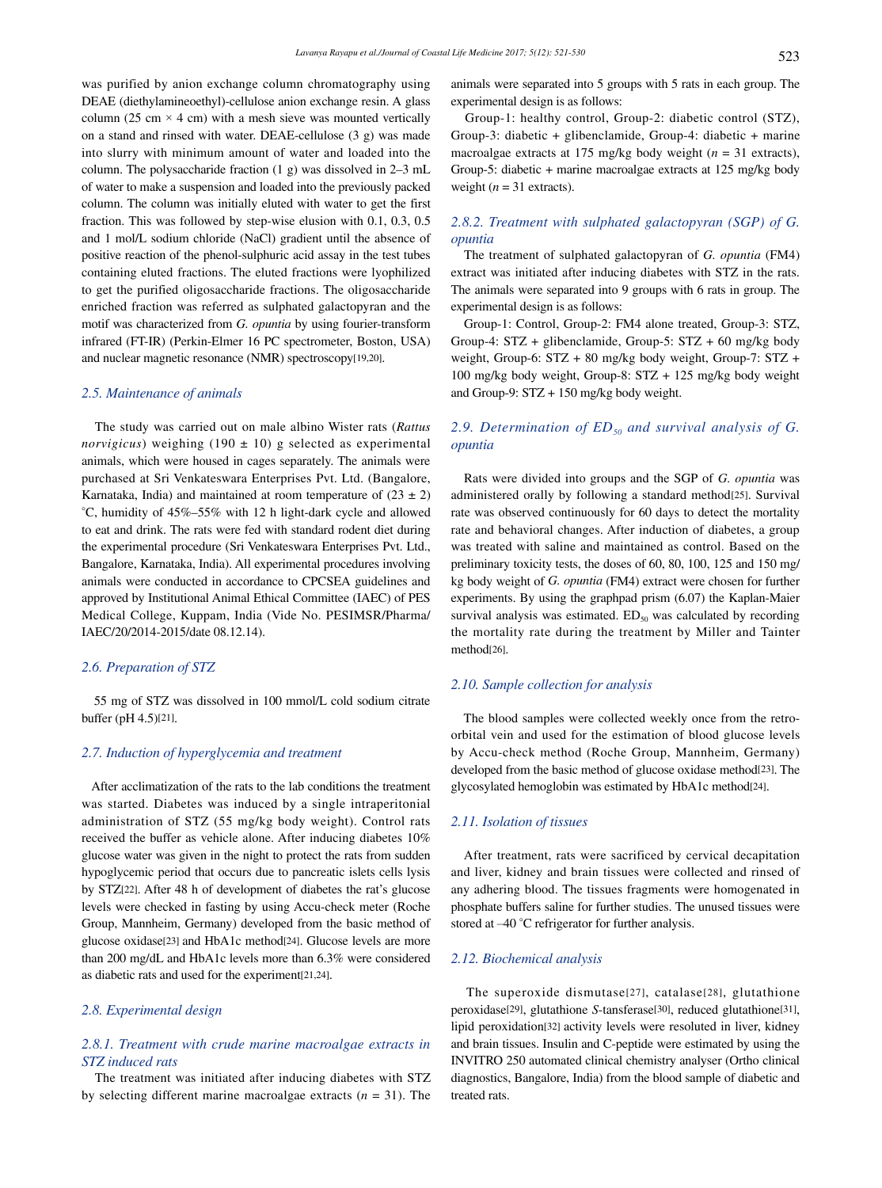was purified by anion exchange column chromatography using DEAE (diethylamineoethyl)-cellulose anion exchange resin. A glass column (25 cm × 4 cm) with a mesh sieve was mounted vertically on a stand and rinsed with water. DEAE-cellulose (3 g) was made into slurry with minimum amount of water and loaded into the column. The polysaccharide fraction (1 g) was dissolved in 2–3 mL of water to make a suspension and loaded into the previously packed column. The column was initially eluted with water to get the first fraction. This was followed by step-wise elusion with 0.1, 0.3, 0.5 and 1 mol/L sodium chloride (NaCl) gradient until the absence of positive reaction of the phenol-sulphuric acid assay in the test tubes containing eluted fractions. The eluted fractions were lyophilized to get the purified oligosaccharide fractions. The oligosaccharide enriched fraction was referred as sulphated galactopyran and the motif was characterized from *G. opuntia* by using fourier-transform infrared (FT-IR) (Perkin-Elmer 16 PC spectrometer, Boston, USA) and nuclear magnetic resonance (NMR) spectroscopy[19,20].

### 2.5. Maintenance of animals

The study was carried out on male albino Wister rats (*Rattus norvigicus*) weighing (190 ± 10) g selected as experimental animals, which were housed in cages separately. The animals were purchased at Sri Venkateswara Enterprises Pvt. Ltd. (Bangalore, Karnataka, India) and maintained at room temperature of (23 ± 2) °C, humidity of 45%–55% with 12 h light-dark cycle and allowed to eat and drink. The rats were fed with standard rodent diet during the experimental procedure (Sri Venkateswara Enterprises Pvt. Ltd., Bangalore, Karnataka, India). All experimental procedures involving animals were conducted in accordance to CPCSEA guidelines and approved by Institutional Animal Ethical Committee (IAEC) of PES Medical College, Kuppam, India (Vide No. PESIMSR/Pharma/IAEC/20/2014-2015/date 08.12.14).

### 2.6. Preparation of STZ

55 mg of STZ was dissolved in 100 mmol/L cold sodium citrate buffer (pH 4.5)[21].

### 2.7. Induction of hyperglycemia and treatment

After acclimatization of the rats to the lab conditions the treatment was started. Diabetes was induced by a single intraperitonial administration of STZ (55 mg/kg body weight). Control rats received the buffer as vehicle alone. After inducing diabetes 10% glucose water was given in the night to protect the rats from sudden hypoglycemic period that occurs due to pancreatic islets cells lysis by STZ[22]. After 48 h of development of diabetes the rat's glucose levels were checked in fasting by using Accu-check meter (Roche Group, Mannheim, Germany) developed from the basic method of glucose oxidase[23] and HbA1c method[24]. Glucose levels are more than 200 mg/dL and HbA1c levels more than 6.3% were considered as diabetic rats and used for the experiment[21,24].

### 2.8. Experimental design

#### 2.8.1. Treatment with crude marine macroalgae extracts in STZ induced rats

The treatment was initiated after inducing diabetes with STZ by selecting different marine macroalgae extracts ($n$ = 31). The animals were separated into 5 groups with 5 rats in each group. The experimental design is as follows:

Group-1: healthy control, Group-2: diabetic control (STZ), Group-3: diabetic + glibenclamide, Group-4: diabetic + marine macroalgae extracts at 175 mg/kg body weight ($n$ = 31 extracts), Group-5: diabetic + marine macroalgae extracts at 125 mg/kg body weight ($n$ = 31 extracts).

#### 2.8.2. Treatment with sulphated galactopyran (SGP) of G. opuntia

The treatment of sulphated galactopyran of *G. opuntia* (FM4) extract was initiated after inducing diabetes with STZ in the rats. The animals were separated into 9 groups with 6 rats in group. The experimental design is as follows:

Group-1: Control, Group-2: FM4 alone treated, Group-3: STZ, Group-4: STZ + glibenclamide, Group-5: STZ + 60 mg/kg body weight, Group-6: STZ + 80 mg/kg body weight, Group-7: STZ + 100 mg/kg body weight, Group-8: STZ + 125 mg/kg body weight and Group-9: STZ + 150 mg/kg body weight.

### 2.9. Determination of $ED_{50}$ and survival analysis of G. opuntia

Rats were divided into groups and the SGP of *G. opuntia* was administered orally by following a standard method[25]. Survival rate was observed continuously for 60 days to detect the mortality rate and behavioral changes. After induction of diabetes, a group was treated with saline and maintained as control. Based on the preliminary toxicity tests, the doses of 60, 80, 100, 125 and 150 mg/kg body weight of *G. opuntia* (FM4) extract were chosen for further experiments. By using the graphpad prism (6.07) the Kaplan-Maier survival analysis was estimated. $ED_{50}$ was calculated by recording the mortality rate during the treatment by Miller and Tainter method[26].

### 2.10. Sample collection for analysis

The blood samples were collected weekly once from the retro-orbital vein and used for the estimation of blood glucose levels by Accu-check method (Roche Group, Mannheim, Germany) developed from the basic method of glucose oxidase method[23]. The glycosylated hemoglobin was estimated by HbA1c method[24].

### 2.11. Isolation of tissues

After treatment, rats were sacrificed by cervical decapitation and liver, kidney and brain tissues were collected and rinsed of any adhering blood. The tissues fragments were homogenated in phosphate buffers saline for further studies. The unused tissues were stored at –40 °C refrigerator for further analysis.

### 2.12. Biochemical analysis

The superoxide dismutase[27], catalase[28], glutathione peroxidase[29], glutathione *S*-tansferase[30], reduced glutathione[31], lipid peroxidation[32] activity levels were resoluted in liver, kidney and brain tissues. Insulin and C-peptide were estimated by using the INVITRO 250 automated clinical chemistry analyser (Ortho clinical diagnostics, Bangalore, India) from the blood sample of diabetic and treated rats.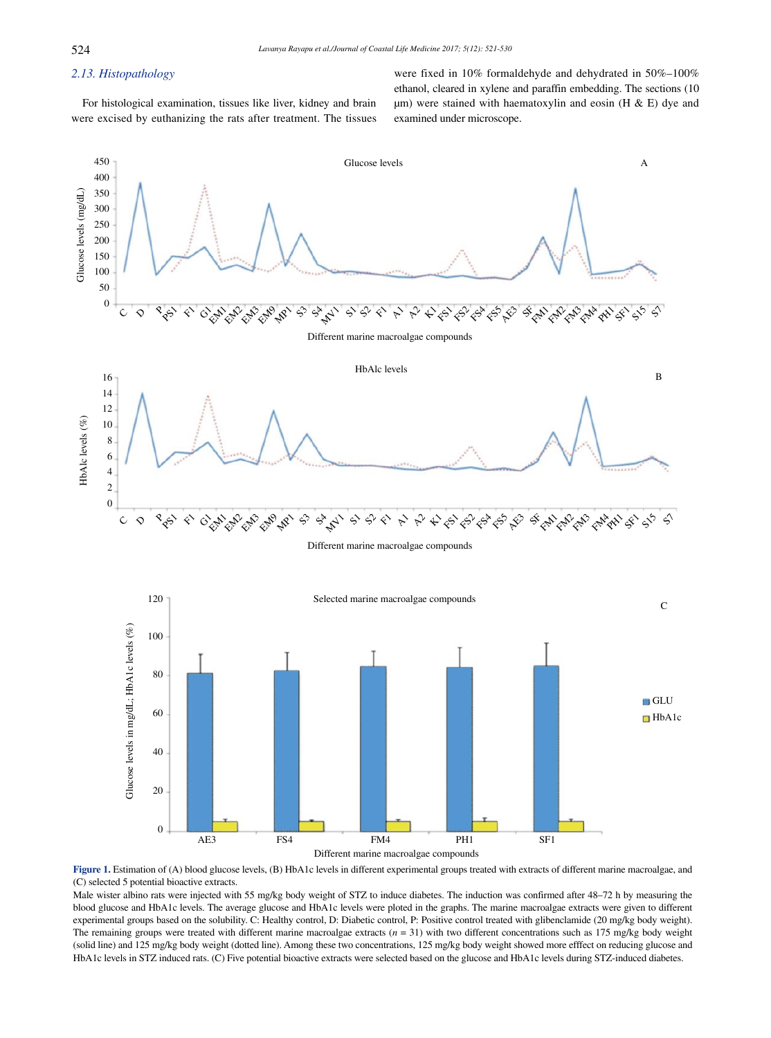### 2.13. Histopathology

For histological examination, tissues like liver, kidney and brain were excised by euthanizing the rats after treatment. The tissues were fixed in 10% formaldehyde and dehydrated in 50%–100% ethanol, cleared in xylene and paraffin embedding. The sections (10 µm) were stained with haematoxylin and eosin (H & E) dye and examined under microscope.

**Figure 1.** Estimation of (A) blood glucose levels, (B) HbA1c levels in different experimental groups treated with extracts of different marine macroalgae, and (C) selected 5 potential bioactive extracts.

Male wister albino rats were injected with 55 mg/kg body weight of STZ to induce diabetes. The induction was confirmed after 48–72 h by measuring the blood glucose and HbA1c levels. The average glucose and HbA1c levels were ploted in the graphs. The marine macroalgae extracts were given to different experimental groups based on the solubility. C: Healthy control, D: Diabetic control, P: Positive control treated with glibenclamide (20 mg/kg body weight). The remaining groups were treated with different marine macroalgae extracts ($n$ = 31) with two different concentrations such as 175 mg/kg body weight (solid line) and 125 mg/kg body weight (dotted line). Among these two concentrations, 125 mg/kg body weight showed more efffect on reducing glucose and HbA1c levels in STZ induced rats. (C) Five potential bioactive extracts were selected based on the glucose and HbA1c levels during STZ-induced diabetes.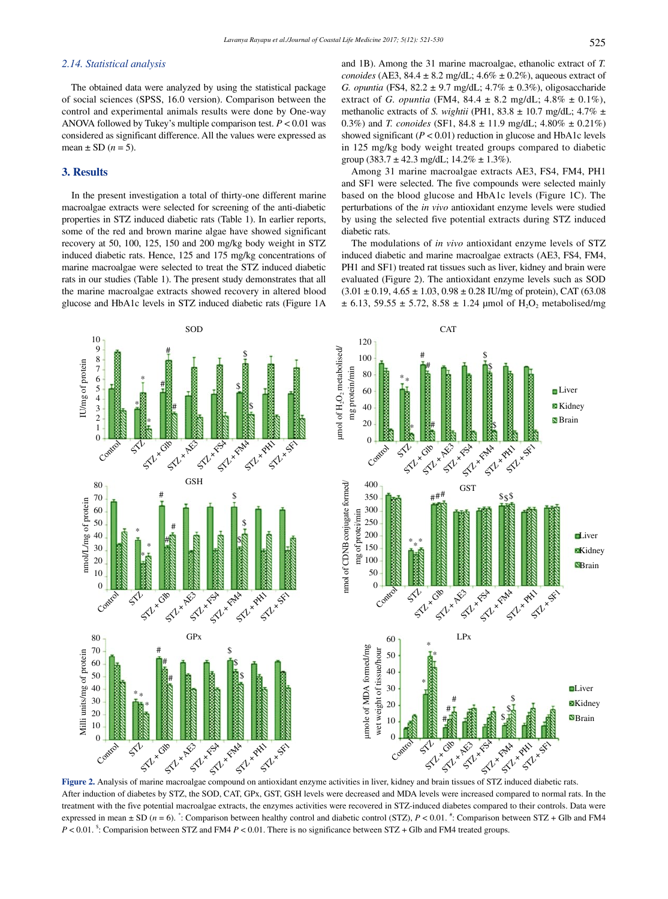### 2.14. Statistical analysis

The obtained data were analyzed by using the statistical package of social sciences (SPSS, 16.0 version). Comparison between the control and experimental animals results were done by One-way ANOVA followed by Tukey's multiple comparison test. $P < 0.01$ was considered as significant difference. All the values were expressed as mean ± SD ($n = 5$).

## 3. Results

In the present investigation a total of thirty-one different marine macroalgae extracts were selected for screening of the anti-diabetic properties in STZ induced diabetic rats (Table 1). In earlier reports, some of the red and brown marine algae have showed significant recovery at 50, 100, 125, 150 and 200 mg/kg body weight in STZ induced diabetic rats. Hence, 125 and 175 mg/kg concentrations of marine macroalgae were selected to treat the STZ induced diabetic rats in our studies (Table 1). The present study demonstrates that all the marine macroalgae extracts showed recovery in altered blood glucose and HbA1c levels in STZ induced diabetic rats (Figure 1A and 1B). Among the 31 marine macroalgae, ethanolic extract of *T. conoides* (AE3, 84.4 ± 8.2 mg/dL; 4.6% ± 0.2%), aqueous extract of *G. opuntia* (FS4, 82.2 ± 9.7 mg/dL; 4.7% ± 0.3%), oligosaccharide extract of *G. opuntia* (FM4, 84.4 ± 8.2 mg/dL; 4.8% ± 0.1%), methanolic extracts of *S. wightii* (PH1, 83.8 ± 10.7 mg/dL; 4.7% ± 0.3%) and *T. conoides* (SF1, 84.8 ± 11.9 mg/dL; 4.80% ± 0.21%) showed significant ($P < 0.01$) reduction in glucose and HbA1c levels in 125 mg/kg body weight treated groups compared to diabetic group (383.7 ± 42.3 mg/dL; 14.2% ± 1.3%).

Among 31 marine macroalgae extracts AE3, FS4, FM4, PH1 and SF1 were selected. The five compounds were selected mainly based on the blood glucose and HbA1c levels (Figure 1C). The perturbations of the *in vivo* antioxidant enzyme levels were studied by using the selected five potential extracts during STZ induced diabetic rats.

The modulations of *in vivo* antioxidant enzyme levels of STZ induced diabetic and marine macroalgae extracts (AE3, FS4, FM4, PH1 and SF1) treated rat tissues such as liver, kidney and brain were evaluated (Figure 2). The antioxidant enzyme levels such as SOD (3.01 ± 0.19, 4.65 ± 1.03, 0.98 ± 0.28 IU/mg of protein), CAT (63.08 ± 6.13, 59.55 ± 5.72, 8.58 ± 1.24 µmol of $H_2O_2$ metabolised/mg

**Figure 2.** Analysis of marine macroalgae compound on antioxidant enzyme activities in liver, kidney and brain tissues of STZ induced diabetic rats.
After induction of diabetes by STZ, the SOD, CAT, GPx, GST, GSH levels were decreased and MDA levels were increased compared to normal rats. In the treatment with the five potential macroalgae extracts, the enzymes activities were recovered in STZ-induced diabetes compared to their controls. Data were expressed in mean ± SD ($n = 6$). *: Comparison between healthy control and diabetic control (STZ), $P < 0.01$. #: Comparison between STZ + Glb and FM4 $P < 0.01$. $: Comparision between STZ and FM4 $P < 0.01$. There is no significance between STZ + Glb and FM4 treated groups.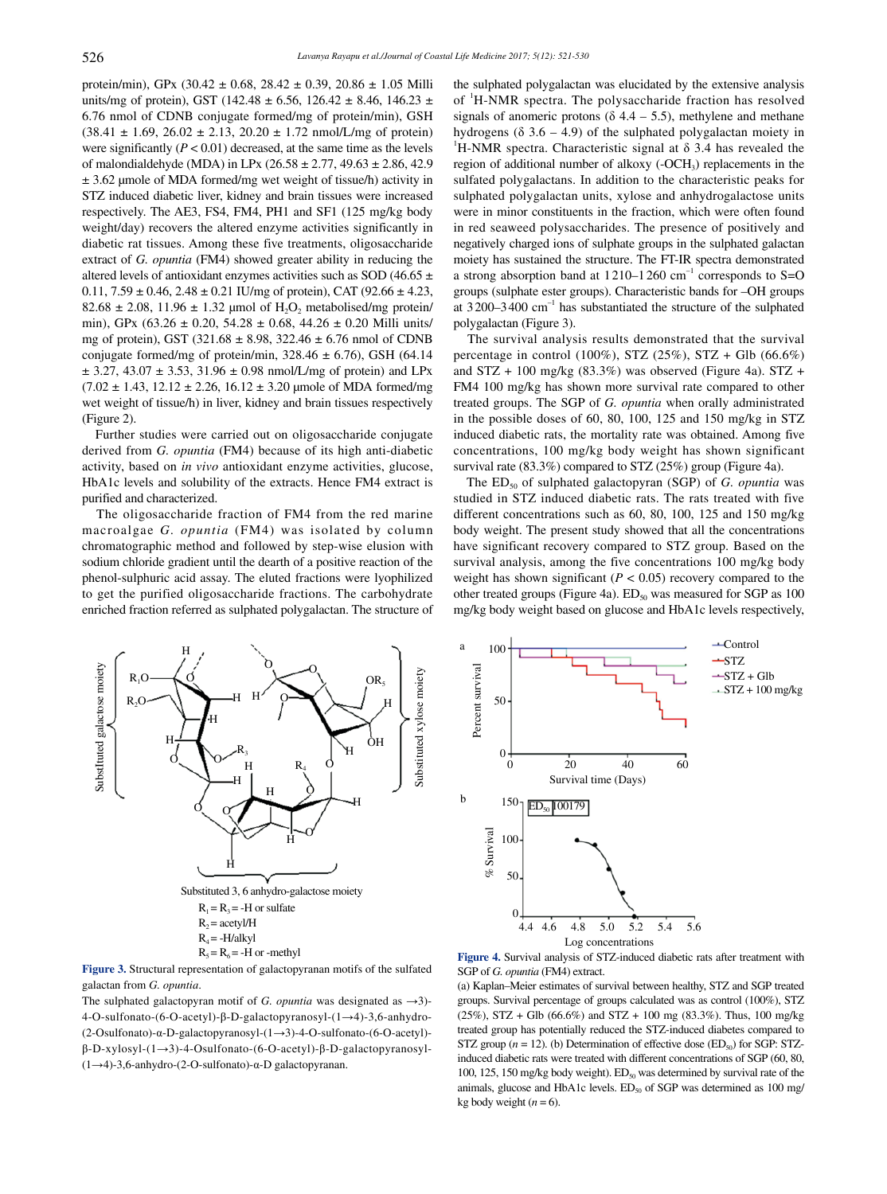protein/min), GPx (30.42 ± 0.68, 28.42 ± 0.39, 20.86 ± 1.05 Milli units/mg of protein), GST (142.48 ± 6.56, 126.42 ± 8.46, 146.23 ± 6.76 nmol of CDNB conjugate formed/mg of protein/min), GSH (38.41 ± 1.69, 26.02 ± 2.13, 20.20 ± 1.72 nmol/L/mg of protein) were significantly ($P < 0.01$) decreased, at the same time as the levels of malondialdehyde (MDA) in LPx (26.58 ± 2.77, 49.63 ± 2.86, 42.9 ± 3.62 µmole of MDA formed/mg wet weight of tissue/h) activity in STZ induced diabetic liver, kidney and brain tissues were increased respectively. The AE3, FS4, FM4, PH1 and SF1 (125 mg/kg body weight/day) recovers the altered enzyme activities significantly in diabetic rat tissues. Among these five treatments, oligosaccharide extract of *G. opuntia* (FM4) showed greater ability in reducing the altered levels of antioxidant enzymes activities such as SOD (46.65 ± 0.11, 7.59 ± 0.46, 2.48 ± 0.21 IU/mg of protein), CAT (92.66 ± 4.23, 82.68 ± 2.08, 11.96 ± 1.32 µmol of $H_2O_2$ metabolised/mg protein/min), GPx (63.26 ± 0.20, 54.28 ± 0.68, 44.26 ± 0.20 Milli units/mg of protein), GST (321.68 ± 8.98, 322.46 ± 6.76 nmol of CDNB conjugate formed/mg of protein/min, 328.46 ± 6.76), GSH (64.14 ± 3.27, 43.07 ± 3.53, 31.96 ± 0.98 nmol/L/mg of protein) and LPx (7.02 ± 1.43, 12.12 ± 2.26, 16.12 ± 3.20 µmol of MDA formed/mg wet weight of tissue/h) in liver, kidney and brain tissues respectively (Figure 2).

Further studies were carried out on oligosaccharide conjugate derived from *G. opuntia* (FM4) because of its high anti-diabetic activity, based on *in vivo* antioxidant enzyme activities, glucose, HbA1c levels and solubility of the extracts. Hence FM4 extract is purified and characterized.

The oligosaccharide fraction of FM4 from the red marine macroalgae *G. opuntia* (FM4) was isolated by column chromatographic method and followed by step-wise elusion with sodium chloride gradient until the dearth of a positive reaction of the phenol-sulphuric acid assay. The eluted fractions were lyophilized to get the purified oligosaccharide fractions. The carbohydrate enriched fraction referred as sulphated polygalactan. The structure of the sulphated polygalactan was elucidated by the extensive analysis of $^1$H-NMR spectra. The polysaccharide fraction has resolved signals of anomeric protons (δ 4.4 – 5.5), methylene and methane hydrogens (δ 3.6 – 4.9) of the sulphated polygalactan moiety in $^1$H-NMR spectra. Characteristic signal at δ 3.4 has revealed the region of additional number of alkoxy (-$OCH_3$) replacements in the sulfated polygalactans. In addition to the characteristic peaks for sulphated polygalactan units, xylose and anhydrogalactose units were in minor constituents in the fraction, which were often found in red seaweed polysaccharides. The presence of positively and negatively charged ions of sulphate groups in the sulphated galactan moiety has sustained the structure. The FT-IR spectra demonstrated a strong absorption band at 1210–1260 cm$^{-1}$ corresponds to S=O groups (sulphate ester groups). Characteristic bands for –OH groups at 3200–3400 cm$^{-1}$ has substantiated the structure of the sulphated polygalactan (Figure 3).

The survival analysis results demonstrated that the survival percentage in control (100%), STZ (25%), STZ + Glb (66.6%) and STZ + 100 mg/kg (83.3%) was observed (Figure 4a). STZ + FM4 100 mg/kg has shown more survival rate compared to other treated groups. The SGP of *G. opuntia* when orally administrated in the possible doses of 60, 80, 100, 125 and 150 mg/kg in STZ induced diabetic rats, the mortality rate was obtained. Among five concentrations, 100 mg/kg body weight has shown significant survival rate (83.3%) compared to STZ (25%) group (Figure 4a).

The $ED_{50}$ of sulphated galactopyran (SGP) of *G. opuntia* was studied in STZ induced diabetic rats. The rats treated with five different concentrations such as 60, 80, 100, 125 and 150 mg/kg body weight. The present study showed that all the concentrations have significant recovery compared to STZ group. Based on the survival analysis, among the five concentrations 100 mg/kg body weight has shown significant ($P < 0.05$) recovery compared to the other treated groups (Figure 4a). $ED_{50}$ was measured for SGP as 100 mg/kg body weight based on glucose and HbA1c levels respectively,

Substituted 3, 6 anhydro-galactose moiety

$R_1 = R_3$ = -H or sulfate

$R_2$ = acetyl/H

$R_4$ = -H/alkyl

$R_5 = R_6$ = -H or -methyl

**Figure 3.** Structural representation of galactopyranan motifs of the sulfated galactan from *G. opuntia*.

The sulphated galactopyran motif of *G. opuntia* was designated as →3)-4-O-sulfonato-(6-O-acetyl)-β-D-galactopyranosyl-(1→4)-3,6-anhydro-(2-Osulfonato)-α-D-galactopyranosyl-(1→3)-4-O-sulfonato-(6-O-acetyl)-β-D-xylosyl-(1→3)-4-Osulfonato-(6-O-acetyl)-β-D-galactopyranosyl-(1→4)-3,6-anhydro-(2-O-sulfonato)-α-D galactopyranan.

**Figure 4.** Survival analysis of STZ-induced diabetic rats after treatment with SGP of *G. opuntia* (FM4) extract.

(a) Kaplan–Meier estimates of survival between healthy, STZ and SGP treated groups. Survival percentage of groups calculated was as control (100%), STZ (25%), STZ + Glb (66.6%) and STZ + 100 mg (83.3%). Thus, 100 mg/kg treated group has potentially reduced the STZ-induced diabetes compared to STZ group ($n$ = 12). (b) Determination of effective dose ($ED_{50}$) for SGP: STZ-induced diabetic rats were treated with different concentrations of SGP (60, 80, 100, 125, 150 mg/kg body weight). $ED_{50}$ was determined by survival rate of the animals, glucose and HbA1c levels. $ED_{50}$ of SGP was determined as 100 mg/kg body weight ($n$ = 6).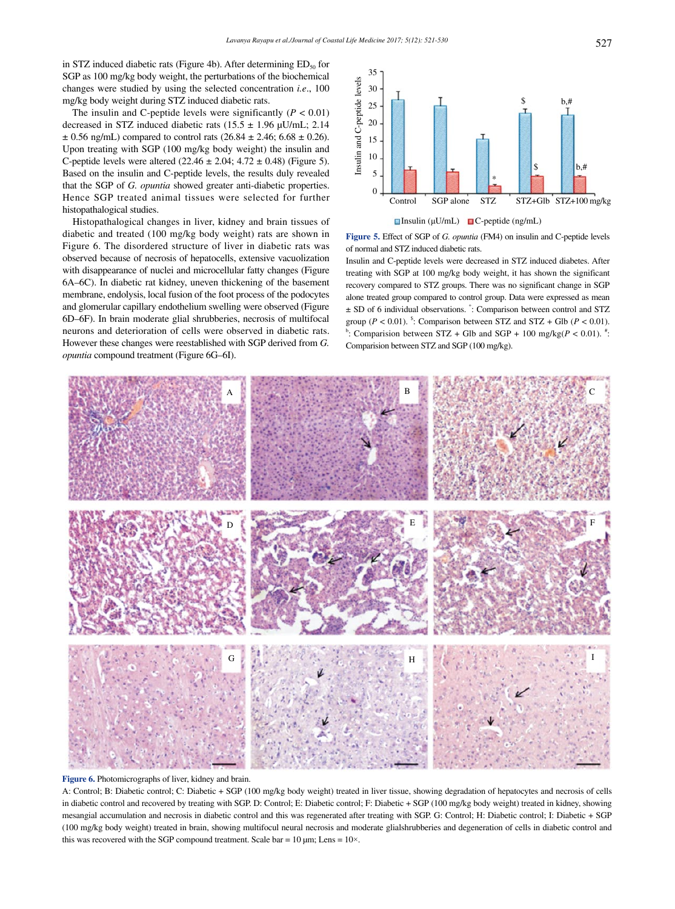in STZ induced diabetic rats (Figure 4b). After determining $ED_{50}$ for SGP as 100 mg/kg body weight, the perturbations of the biochemical changes were studied by using the selected concentration *i.e.*, 100 mg/kg body weight during STZ induced diabetic rats.

The insulin and C-peptide levels were significantly ($P < 0.01$) decreased in STZ induced diabetic rats (15.5 ± 1.96 µU/mL; 2.14 ± 0.56 ng/mL) compared to control rats (26.84 ± 2.46; 6.68 ± 0.26). Upon treating with SGP (100 mg/kg body weight) the insulin and C-peptide levels were altered (22.46 ± 2.04; 4.72 ± 0.48) (Figure 5). Based on the insulin and C-peptide levels, the results duly revealed that the SGP of *G. opuntia* showed greater anti-diabetic properties. Hence SGP treated animal tissues were selected for further histopathological studies.

Histopathological changes in liver, kidney and brain tissues of diabetic and treated (100 mg/kg body weight) rats are shown in Figure 6. The disordered structure of liver in diabetic rats was observed because of necrosis of hepatocells, extensive vacuolization with disappearance of nuclei and microcellular fatty changes (Figure 6A–6C). In diabetic rat kidney, uneven thickening of the basement membrane, endolysis, local fusion of the foot process of the podocytes and glomerular capillary endothelium swelling were observed (Figure 6D–6F). In brain moderate glial shrubberies, necrosis of multifocal neurons and deterioration of cells were observed in diabetic rats. However these changes were reestablished with SGP derived from *G. opuntia* compound treatment (Figure 6G–6I).

**Figure 5.** Effect of SGP of *G. opuntia* (FM4) on insulin and C-peptide levels of normal and STZ induced diabetic rats.

Insulin and C-peptide levels were decreased in STZ induced diabetes. After treating with SGP at 100 mg/kg body weight, it has shown the significant recovery compared to STZ groups. There was no significant change in SGP alone treated group compared to control group. Data were expressed as mean ± SD of 6 individual observations. *: Comparison between control and STZ group ($P < 0.01$). $: Comparison between STZ and STZ + Glb ($P < 0.01$). b: Comparision between STZ + Glb and SGP + 100 mg/kg ($P < 0.01$). #: Comparision between STZ and SGP (100 mg/kg).

**Figure 6.** Photomicrographs of liver, kidney and brain.

A: Control; B: Diabetic control; C: Diabetic + SGP (100 mg/kg body weight) treated in liver tissue, showing degradation of hepatocytes and necrosis of cells in diabetic control and recovered by treating with SGP. D: Control; E: Diabetic control; F: Diabetic + SGP (100 mg/kg body weight) treated in kidney, showing mesangial accumulation and necrosis in diabetic control and this was regenerated after treating with SGP. G: Control; H: Diabetic control; I: Diabetic + SGP (100 mg/kg body weight) treated in brain, showing multifocul neural necrosis and moderate glialshrubberies and degeneration of cells in diabetic control and this was recovered with the SGP compound treatment. Scale bar = 10 µm; Lens = 10×.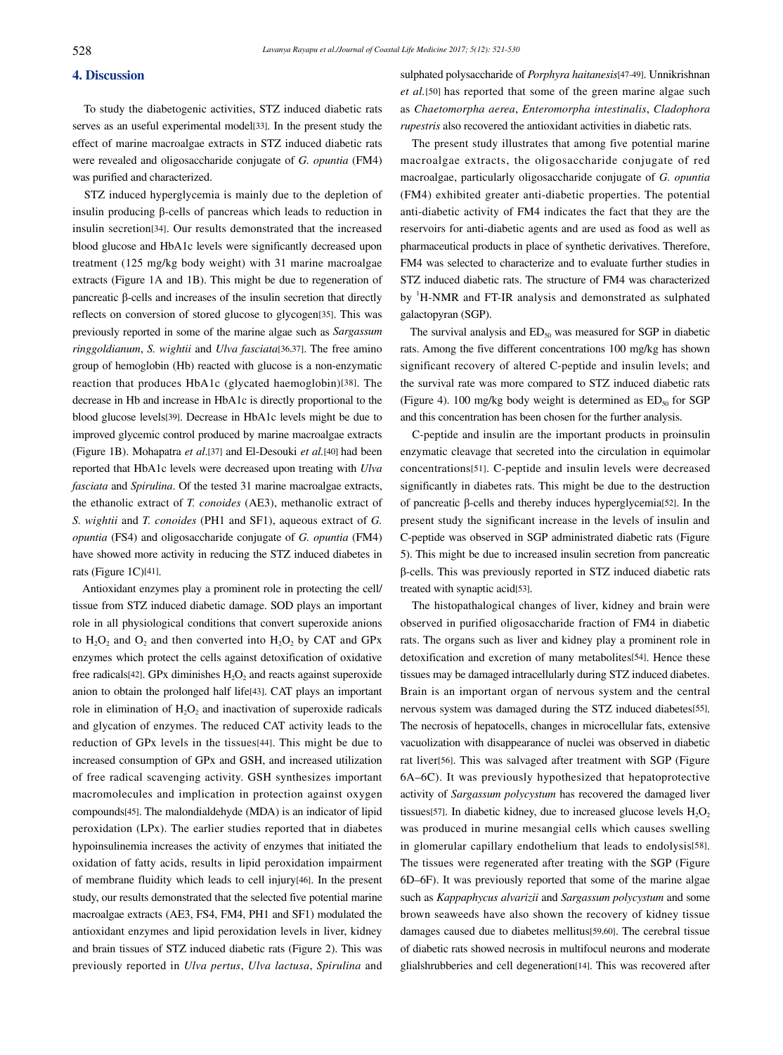## 4. Discussion

To study the diabetogenic activities, STZ induced diabetic rats serves as an useful experimental model[33]. In the present study the effect of marine macroalgae extracts in STZ induced diabetic rats were revealed and oligosaccharide conjugate of *G. opuntia* (FM4) was purified and characterized.

STZ induced hyperglycemia is mainly due to the depletion of insulin producing β-cells of pancreas which leads to reduction in insulin secretion[34]. Our results demonstrated that the increased blood glucose and HbA1c levels were significantly decreased upon treatment (125 mg/kg body weight) with 31 marine macroalgae extracts (Figure 1A and 1B). This might be due to regeneration of pancreatic β-cells and increases of the insulin secretion that directly reflects on conversion of stored glucose to glycogen[35]. This was previously reported in some of the marine algae such as *Sargassum ringgoldianum*, *S. wightii* and *Ulva fasciata*[36,37]. The free amino group of hemoglobin (Hb) reacted with glucose is a non-enzymatic reaction that produces HbA1c (glycated haemoglobin)[38]. The decrease in Hb and increase in HbA1c is directly proportional to the blood glucose levels[39]. Decrease in HbA1c levels might be due to improved glycemic control produced by marine macroalgae extracts (Figure 1B). Mohapatra *et al*.[37] and El-Desouki *et al*.[40] had been reported that HbA1c levels were decreased upon treating with *Ulva fasciata* and *Spirulina*. Of the tested 31 marine macroalgae extracts, the ethanolic extract of *T. conoides* (AE3), methanolic extract of *S. wightii* and *T. conoides* (PH1 and SF1), aqueous extract of *G. opuntia* (FS4) and oligosaccharide conjugate of *G. opuntia* (FM4) have showed more activity in reducing the STZ induced diabetes in rats (Figure 1C)[41].

Antioxidant enzymes play a prominent role in protecting the cell/tissue from STZ induced diabetic damage. SOD plays an important role in all physiological conditions that convert superoxide anions to $H_2O_2$ and $O_2$ and then converted into $H_2O_2$ by CAT and GPx enzymes which protect the cells against detoxification of oxidative free radicals[42]. GPx diminishes $H_2O_2$ and reacts against superoxide anion to obtain the prolonged half life[43]. CAT plays an important role in elimination of $H_2O_2$ and inactivation of superoxide radicals and glycation of enzymes. The reduced CAT activity leads to the reduction of GPx levels in the tissues[44]. This might be due to increased consumption of GPx and GSH, and increased utilization of free radical scavenging activity. GSH synthesizes important macromolecules and implication in protection against oxygen compounds[45]. The malondialdehyde (MDA) is an indicator of lipid peroxidation (LPx). The earlier studies reported that in diabetes hypoinsulinemia increases the activity of enzymes that initiated the oxidation of fatty acids, results in lipid peroxidation impairment of membrane fluidity which leads to cell injury[46]. In the present study, our results demonstrated that the selected five potential marine macroalgae extracts (AE3, FS4, FM4, PH1 and SF1) modulated the antioxidant enzymes and lipid peroxidation levels in liver, kidney and brain tissues of STZ induced diabetic rats (Figure 2). This was previously reported in *Ulva pertus*, *Ulva lactusa*, *Spirulina* and sulphated polysaccharide of *Porphyra haitanesis*[47-49]. Unnikrishnan *et al*.[50] has reported that some of the green marine algae such as *Chaetomorpha aerea*, *Enteromorpha intestinalis*, *Cladophora rupestris* also recovered the antioxidant activities in diabetic rats.

The present study illustrates that among five potential marine macroalgae extracts, the oligosaccharide conjugate of red macroalgae, particularly oligosaccharide conjugate of *G. opuntia* (FM4) exhibited greater anti-diabetic properties. The potential anti-diabetic activity of FM4 indicates the fact that they are the reservoirs for anti-diabetic agents and are used as food as well as pharmaceutical products in place of synthetic derivatives. Therefore, FM4 was selected to characterize and to evaluate further studies in STZ induced diabetic rats. The structure of FM4 was characterized by $^1$H-NMR and FT-IR analysis and demonstrated as sulphated galactopyran (SGP).

The survival analysis and $ED_{50}$ was measured for SGP in diabetic rats. Among the five different concentrations 100 mg/kg has shown significant recovery of altered C-peptide and insulin levels; and the survival rate was more compared to STZ induced diabetic rats (Figure 4). 100 mg/kg body weight is determined as $ED_{50}$ for SGP and this concentration has been chosen for the further analysis.

C-peptide and insulin are the important products in proinsulin enzymatic cleavage that secreted into the circulation in equimolar concentrations[51]. C-peptide and insulin levels were decreased significantly in diabetes rats. This might be due to the destruction of pancreatic β-cells and thereby induces hyperglycemia[52]. In the present study the significant increase in the levels of insulin and C-peptide was observed in SGP administrated diabetic rats (Figure 5). This might be due to increased insulin secretion from pancreatic β-cells. This was previously reported in STZ induced diabetic rats treated with synaptic acid[53].

The histopathalogical changes of liver, kidney and brain were observed in purified oligosaccharide fraction of FM4 in diabetic rats. The organs such as liver and kidney play a prominent role in detoxification and excretion of many metabolites[54]. Hence these tissues may be damaged intracellularly during STZ induced diabetes. Brain is an important organ of nervous system and the central nervous system was damaged during the STZ induced diabetes[55]. The necrosis of hepatocells, changes in microcellular fats, extensive vacuolization with disappearance of nuclei was observed in diabetic rat liver[56]. This was salvaged after treatment with SGP (Figure 6A–6C). It was previously hypothesized that hepatoprotective activity of *Sargassum polycystum* has recovered the damaged liver tissues[57]. In diabetic kidney, due to increased glucose levels $H_2O_2$ was produced in murine mesangial cells which causes swelling in glomerular capillary endothelium that leads to endolysis[58]. The tissues were regenerated after treating with the SGP (Figure 6D–6F). It was previously reported that some of the marine algae such as *Kappaphycus alvarizii* and *Sargassum polycystum* and some brown seaweeds have also shown the recovery of kidney tissue damages caused due to diabetes mellitus[59,60]. The cerebral tissue of diabetic rats showed necrosis in multifocul neurons and moderate glialshrubberies and cell degeneration[14]. This was recovered after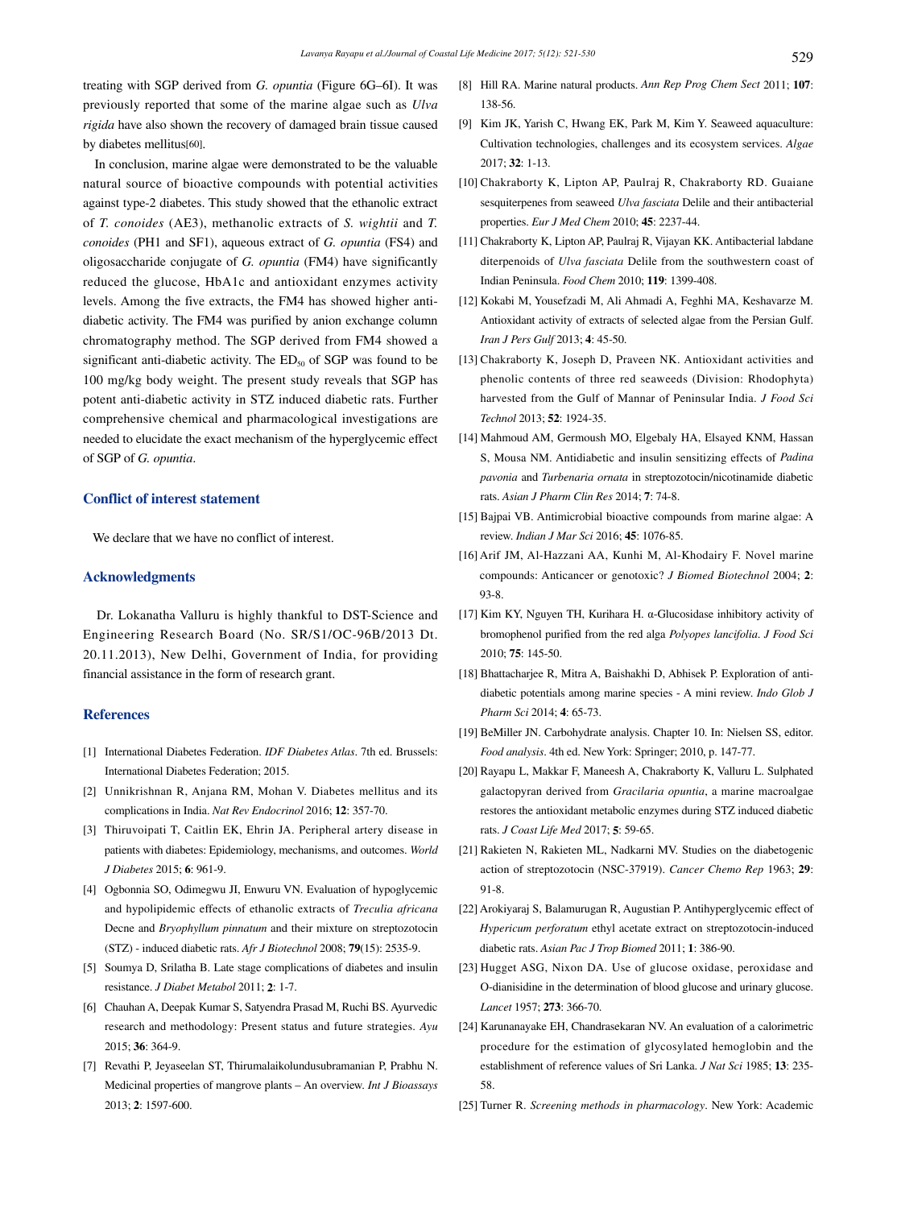treating with SGP derived from *G. opuntia* (Figure 6G–6I). It was previously reported that some of the marine algae such as *Ulva rigida* have also shown the recovery of damaged brain tissue caused by diabetes mellitus[60].

In conclusion, marine algae were demonstrated to be the valuable natural source of bioactive compounds with potential activities against type-2 diabetes. This study showed that the ethanolic extract of *T. conoides* (AE3), methanolic extracts of *S. wightii* and *T. conoides* (PH1 and SF1), aqueous extract of *G. opuntia* (FS4) and oligosaccharide conjugate of *G. opuntia* (FM4) have significantly reduced the glucose, HbA1c and antioxidant enzymes activity levels. Among the five extracts, the FM4 has showed higher anti-diabetic activity. The FM4 was purified by anion exchange column chromatography method. The SGP derived from FM4 showed a significant anti-diabetic activity. The $ED_{50}$ of SGP was found to be 100 mg/kg body weight. The present study reveals that SGP has potent anti-diabetic activity in STZ induced diabetic rats. Further comprehensive chemical and pharmacological investigations are needed to elucidate the exact mechanism of the hyperglycemic effect of SGP of *G. opuntia*.

## Conflict of interest statement

We declare that we have no conflict of interest.

## Acknowledgments

Dr. Lokanatha Valluru is highly thankful to DST-Science and Engineering Research Board (No. SR/S1/OC-96B/2013 Dt. 20.11.2013), New Delhi, Government of India, for providing financial assistance in the form of research grant.

## References

[1] International Diabetes Federation. *IDF Diabetes Atlas*. 7th ed. Brussels: International Diabetes Federation; 2015.

[2] Unnikrishnan R, Anjana RM, Mohan V. Diabetes mellitus and its complications in India. *Nat Rev Endocrinol* 2016; **12**: 357-70.

[3] Thiruvoipati T, Caitlin EK, Ehrin JA. Peripheral artery disease in patients with diabetes: Epidemiology, mechanisms, and outcomes. *World J Diabetes* 2015; **6**: 961-9.

[4] Ogbonnia SO, Odimegwu JI, Enwuru VN. Evaluation of hypoglycemic and hypolipidemic effects of ethanolic extracts of *Treculia africana* Decne and *Bryophyllum pinnatum* and their mixture on streptozotocin (STZ) - induced diabetic rats. *Afr J Biotechnol* 2008; **79**(15): 2535-9.

[5] Soumya D, Srilatha B. Late stage complications of diabetes and insulin resistance. *J Diabet Metabol* 2011; **2**: 1-7.

[6] Chauhan A, Deepak Kumar S, Satyendra Prasad M, Ruchi BS. Ayurvedic research and methodology: Present status and future strategies. *Ayu* 2015; **36**: 364-9.

[7] Revathi P, Jeyaseelan ST, Thirumalaikolundusubramanian P, Prabhu N. Medicinal properties of mangrove plants – An overview. *Int J Bioassays* 2013; **2**: 1597-600.

[8] Hill RA. Marine natural products. *Ann Rep Prog Chem Sect* 2011; **107**: 138-56.

[9] Kim JK, Yarish C, Hwang EK, Park M, Kim Y. Seaweed aquaculture: Cultivation technologies, challenges and its ecosystem services. *Algae* 2017; **32**: 1-13.

[10] Chakraborty K, Lipton AP, Paulraj R, Chakraborty RD. Guaiane sesquiterpenes from seaweed *Ulva fasciata* Delile and their antibacterial properties. *Eur J Med Chem* 2010; **45**: 2237-44.

[11] Chakraborty K, Lipton AP, Paulraj R, Vijayan KK. Antibacterial labdane diterpenoids of *Ulva fasciata* Delile from the southwestern coast of Indian Peninsula. *Food Chem* 2010; **119**: 1399-408.

[12] Kokabi M, Yousefzadi M, Ali Ahmadi A, Feghhi MA, Keshavarze M. Antioxidant activity of extracts of selected algae from the Persian Gulf. *Iran J Pers Gulf* 2013; **4**: 45-50.

[13] Chakraborty K, Joseph D, Praveen NK. Antioxidant activities and phenolic contents of three red seaweeds (Division: Rhodophyta) harvested from the Gulf of Mannar of Peninsular India. *J Food Sci Technol* 2013; **52**: 1924-35.

[14] Mahmoud AM, Germoush MO, Elgebaly HA, Elsayed KNM, Hassan S, Mousa NM. Antidiabetic and insulin sensitizing effects of *Padina pavonia* and *Turbenaria ornata* in streptozotocin/nicotinamide diabetic rats. *Asian J Pharm Clin Res* 2014; **7**: 74-8.

[15] Bajpai VB. Antimicrobial bioactive compounds from marine algae: A review. *Indian J Mar Sci* 2016; **45**: 1076-85.

[16] Arif JM, Al-Hazzani AA, Kunhi M, Al-Khodairy F. Novel marine compounds: Anticancer or genotoxic? *J Biomed Biotechnol* 2004; **2**: 93-8.

[17] Kim KY, Nguyen TH, Kurihara H. α-Glucosidase inhibitory activity of bromophenol purified from the red alga *Polyopes lancifolia*. *J Food Sci* 2010; **75**: 145-50.

[18] Bhattacharjee R, Mitra A, Baishakhi D, Abhisek P. Exploration of anti-diabetic potentials among marine species - A mini review. *Indo Glob J Pharm Sci* 2014; **4**: 65-73.

[19] BeMiller JN. Carbohydrate analysis. Chapter 10. In: Nielsen SS, editor. *Food analysis*. 4th ed. New York: Springer; 2010, p. 147-77.

[20] Rayapu L, Makkar F, Maneesh A, Chakraborty K, Valluru L. Sulphated galactopyran derived from *Gracilaria opuntia*, a marine macroalgae restores the antioxidant metabolic enzymes during STZ induced diabetic rats. *J Coast Life Med* 2017; **5**: 59-65.

[21] Rakieten N, Rakieten ML, Nadkarni MV. Studies on the diabetogenic action of streptozotocin (NSC-37919). *Cancer Chemo Rep* 1963; **29**: 91-8.

[22] Arokiyaraj S, Balamurugan R, Augustian P. Antihyperglycemic effect of *Hypericum perforatum* ethyl acetate extract on streptozotocin-induced diabetic rats. *Asian Pac J Trop Biomed* 2011; **1**: 386-90.

[23] Hugget ASG, Nixon DA. Use of glucose oxidase, peroxidase and O-dianisidine in the determination of blood glucose and urinary glucose. *Lancet* 1957; **273**: 366-70.

[24] Karunanayake EH, Chandrasekaran NV. An evaluation of a calorimetric procedure for the estimation of glycosylated hemoglobin and the establishment of reference values of Sri Lanka. *J Nat Sci* 1985; **13**: 235-58.

[25] Turner R. *Screening methods in pharmacology*. New York: Academic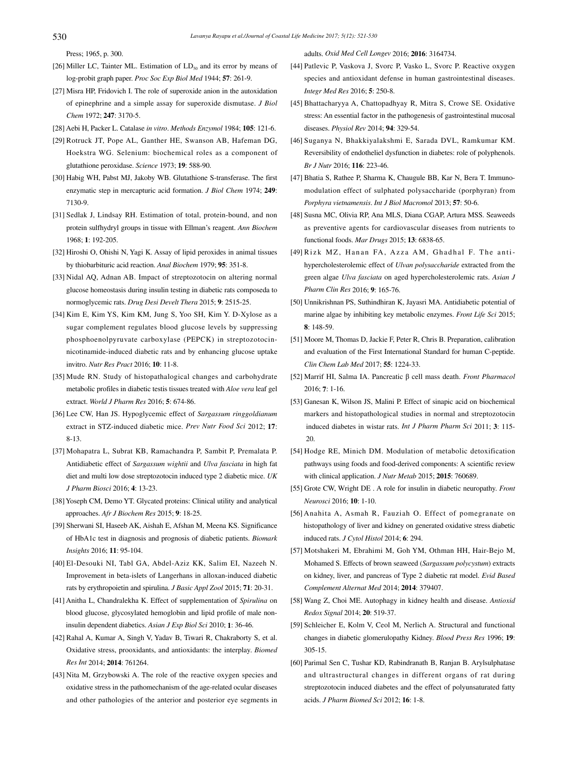Press; 1965, p. 300.

[26] Miller LC, Tainter ML. Estimation of $LD_{50}$ and its error by means of log-probit graph paper. *Proc Soc Exp Biol Med* 1944; **57**: 261-9.

[27] Misra HP, Fridovich I. The role of superoxide anion in the autoxidation of epinephrine and a simple assay for superoxide dismutase. *J Biol Chem* 1972; **247**: 3170-5.

[28] Aebi H, Packer L. Catalase *in vitro*. *Methods Enzymol* 1984; **105**: 121-6.

[29] Rotruck JT, Pope AL, Ganther HE, Swanson AB, Hafeman DG, Hoekstra WG. Selenium: biochemical roles as a component of glutathione peroxidase. *Science* 1973; **19**: 588-90.

[30] Habig WH, Pabst MJ, Jakoby WB. Glutathione S-transferase. The first enzymatic step in mercapturic acid formation. *J Biol Chem* 1974; **249**: 7130-9.

[31] Sedlak J, Lindsay RH. Estimation of total, protein-bound, and non protein sulfhydryl groups in tissue with Ellman's reagent. *Ann Biochem* 1968; **1**: 192-205.

[32] Hiroshi O, Ohishi N, Yagi K. Assay of lipid peroxides in animal tissues by thiobarbituric acid reaction. *Anal Biochem* 1979; **95**: 351-8.

[33] Nidal AQ, Adnan AB. Impact of streptozotocin on altering normal glucose homeostasis during insulin testing in diabetic rats composeda to normoglycemic rats. *Drug Desi Develt Thera* 2015; **9**: 2515-25.

[34] Kim E, Kim YS, Kim KM, Jung S, Yoo SH, Kim Y. D-Xylose as a sugar complement regulates blood glucose levels by suppressing phosphoenolpyruvate carboxylase (PEPCK) in streptozotocin-nicotinamide-induced diabetic rats and by enhancing glucose uptake invitro. *Nutr Res Pract* 2016; **10**: 11-8.

[35] Mude RN. Study of histopathalogical changes and carbohydrate metabolic profiles in diabetic testis tissues treated with *Aloe vera* leaf gel extract. *World J Pharm Res* 2016; **5**: 674-86.

[36] Lee CW, Han JS. Hypoglycemic effect of *Sargassum ringgoldianum* extract in STZ-induced diabetic mice. *Prev Nutr Food Sci* 2012; **17**: 8-13.

[37] Mohapatra L, Subrat KB, Ramachandra P, Sambit P, Premalata P. Antidiabetic effect of *Sargassum wightii* and *Ulva fasciata* in high fat diet and multi low dose streptozotocin induced type 2 diabetic mice. *UK J Pharm Biosci* 2016; **4**: 13-23.

[38] Yoseph CM, Demo YT. Glycated proteins: Clinical utility and analytical approaches. *Afr J Biochem Res* 2015; **9**: 18-25.

[39] Sherwani SI, Haseeb AK, Aishah E, Afshan M, Meena KS. Significance of HbA1c test in diagnosis and prognosis of diabetic patients. *Biomark Insights* 2016; **11**: 95-104.

[40] El-Desouki NI, Tabl GA, Abdel-Aziz KK, Salim EI, Nazeeh N. Improvement in beta-islets of Langerhans in alloxan-induced diabetic rats by erythropoietin and spirulina. *J Basic Appl Zool* 2015; **71**: 20-31.

[41] Anitha L, Chandralekha K. Effect of supplementation of *Spirulina* on blood glucose, glycosylated hemoglobin and lipid profile of male non-insulin dependent diabetics. *Asian J Exp Biol Sci* 2010; **1**: 36-46.

[42] Rahal A, Kumar A, Singh V, Yadav B, Tiwari R, Chakraborty S, et al. Oxidative stress, prooxidants, and antioxidants: the interplay. *Biomed Res Int* 2014; **2014**: 761264.

[43] Nita M, Grzybowski A. The role of the reactive oxygen species and oxidative stress in the pathomechanism of the age-related ocular diseases and other pathologies of the anterior and posterior eye segments in adults. *Oxid Med Cell Longev* 2016; **2016**: 3164734.

[44] Patlevic P, Vaskova J, Svorc P, Vasko L, Svorc P. Reactive oxygen species and antioxidant defense in human gastrointestinal diseases. *Integr Med Res* 2016; **5**: 250-8.

[45] Bhattacharyya A, Chattopadhyay R, Mitra S, Crowe SE. Oxidative stress: An essential factor in the pathogenesis of gastrointestinal mucosal diseases. *Physiol Rev* 2014; **94**: 329-54.

[46] Suganya N, Bhakkiyalakshmi E, Sarada DVL, Ramkumar KM. Reversibility of endotheliel dysfunction in diabetes: role of polyphenols. *Br J Nutr* 2016; **116**: 223-46.

[47] Bhatia S, Rathee P, Sharma K, Chaugule BB, Kar N, Bera T. Immuno-modulation effect of sulphated polysaccharide (porphyran) from *Porphyra vietnamensis*. *Int J Biol Macromol* 2013; **57**: 50-6.

[48] Susna MC, Olivia RP, Ana MLS, Diana CGAP, Artura MSS. Seaweeds as preventive agents for cardiovascular diseases from nutrients to functional foods. *Mar Drugs* 2015; **13**: 6838-65.

[49] Rizk MZ, Hanan FA, Azza AM, Ghadhal F. The anti-hypercholesterolemic effect of *Ulvan polysaccharide* extracted from the green algae *Ulva fasciata* on aged hypercholesterolemic rats. *Asian J Pharm Clin Res* 2016; **9**: 165-76.

[50] Unnikrishnan PS, Suthindhiran K, Jayasri MA. Antidiabetic potential of marine algae by inhibiting key metabolic enzymes. *Front Life Sci* 2015; **8**: 148-59.

[51] Moore M, Thomas D, Jackie F, Peter R, Chris B. Preparation, calibration and evaluation of the First International Standard for human C-peptide. *Clin Chem Lab Med* 2017; **55**: 1224-33.

[52] Marrif HI, Salma IA. Pancreatic β cell mass death. *Front Pharmacol* 2016; **7**: 1-16.

[53] Ganesan K, Wilson JS, Malini P. Effect of sinapic acid on biochemical markers and histopathological studies in normal and streptozotocin induced diabetes in wistar rats. *Int J Pharm Pharm Sci* 2011; **3**: 115-20.

[54] Hodge RE, Minich DM. Modulation of metabolic detoxification pathways using foods and food-derived components: A scientific review with clinical application. *J Nutr Metab* 2015; **2015**: 760689.

[55] Grote CW, Wright DE . A role for insulin in diabetic neuropathy. *Front Neurosci* 2016; **10**: 1-10.

[56] Anahita A, Asmah R, Fauziah O. Effect of pomegranate on histopathology of liver and kidney on generated oxidative stress diabetic induced rats. *J Cytol Histol* 2014; **6**: 294.

[57] Motshakeri M, Ebrahimi M, Goh YM, Othman HH, Hair-Bejo M, Mohamed S. Effects of brown seaweed (*Sargassum polycystum*) extracts on kidney, liver, and pancreas of Type 2 diabetic rat model. *Evid Based Complement Alternat Med* 2014; **2014**: 379407.

[58] Wang Z, Choi ME. Autophagy in kidney health and disease. *Antioxid Redox Signal* 2014; **20**: 519-37.

[59] Schleicher E, Kolm V, Ceol M, Nerlich A. Structural and functional changes in diabetic glomerulopathy Kidney. *Blood Press Res* 1996; **19**: 305-15.

[60] Parimal Sen C, Tushar KD, Rabindranath B, Ranjan B. Arylsulphatase and ultrastructural changes in different organs of rat during streptozotocin induced diabetes and the effect of polyunsaturated fatty acids. *J Pharm Biomed Sci* 2012; **16**: 1-8.